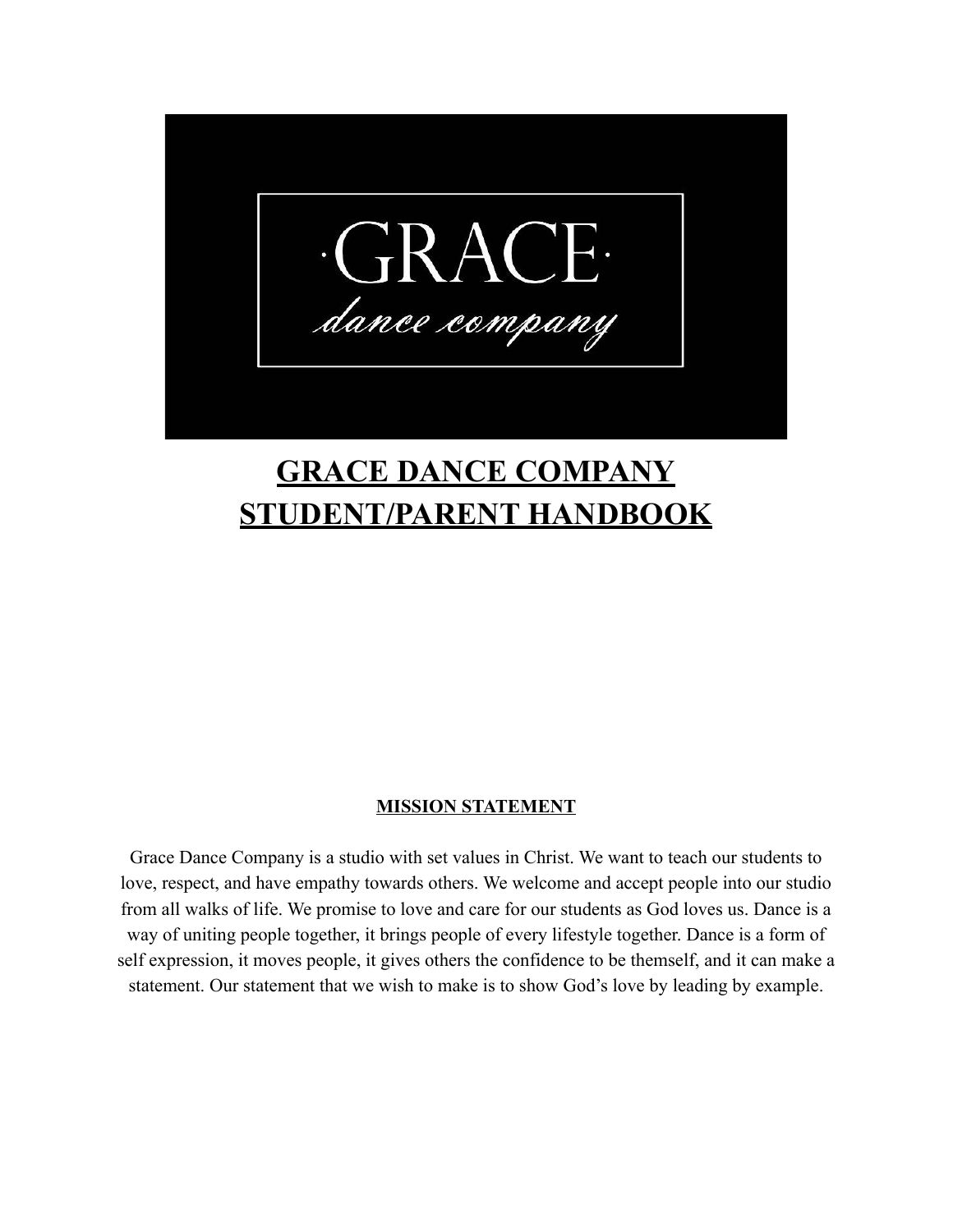·GRACE·

*dance company*

# GRACE DANCE COMPANY STUDENT/PARENT HANDBOOK

## MISSION STATEMENT

Grace Dance Company is a studio with set values in Christ. We want to teach our students to love, respect, and have empathy towards others. We welcome and accept people into our studio from all walks of life. We promise to love and care for our students as God loves us. Dance is a way of uniting people together, it brings people of every lifestyle together. Dance is a form of self expression, it moves people, it gives others the confidence to be themself, and it can make a statement. Our statement that we wish to make is to show God's love by leading by example.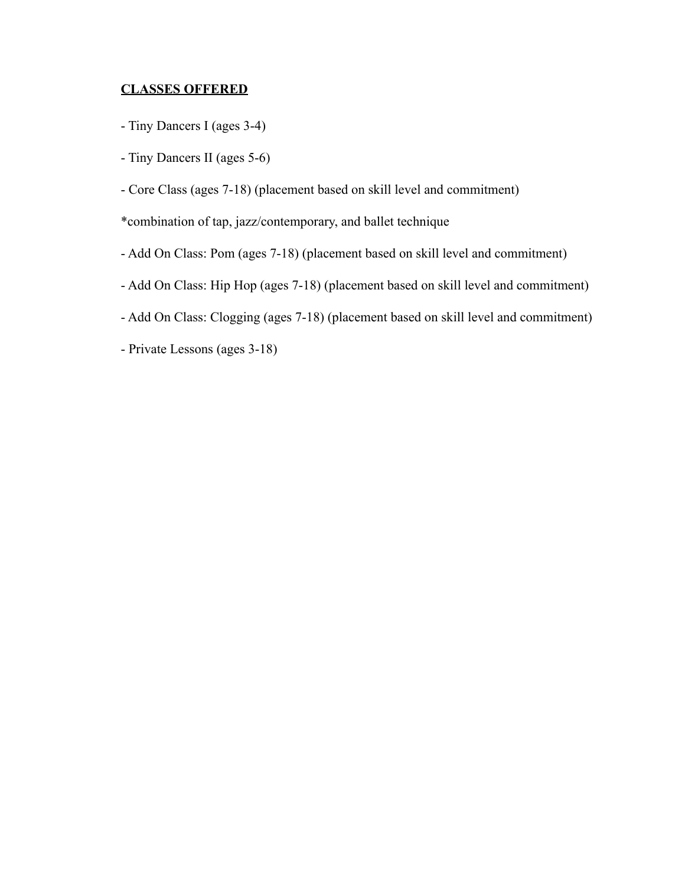**CLASSES OFFERED**

- Tiny Dancers I (ages 3-4)

- Tiny Dancers II (ages 5-6)

- Core Class (ages 7-18) (placement based on skill level and commitment)

*combination of tap, jazz/contemporary, and ballet technique

- Add On Class: Pom (ages 7-18) (placement based on skill level and commitment)

- Add On Class: Hip Hop (ages 7-18) (placement based on skill level and commitment)

- Add On Class: Clogging (ages 7-18) (placement based on skill level and commitment)

- Private Lessons (ages 3-18)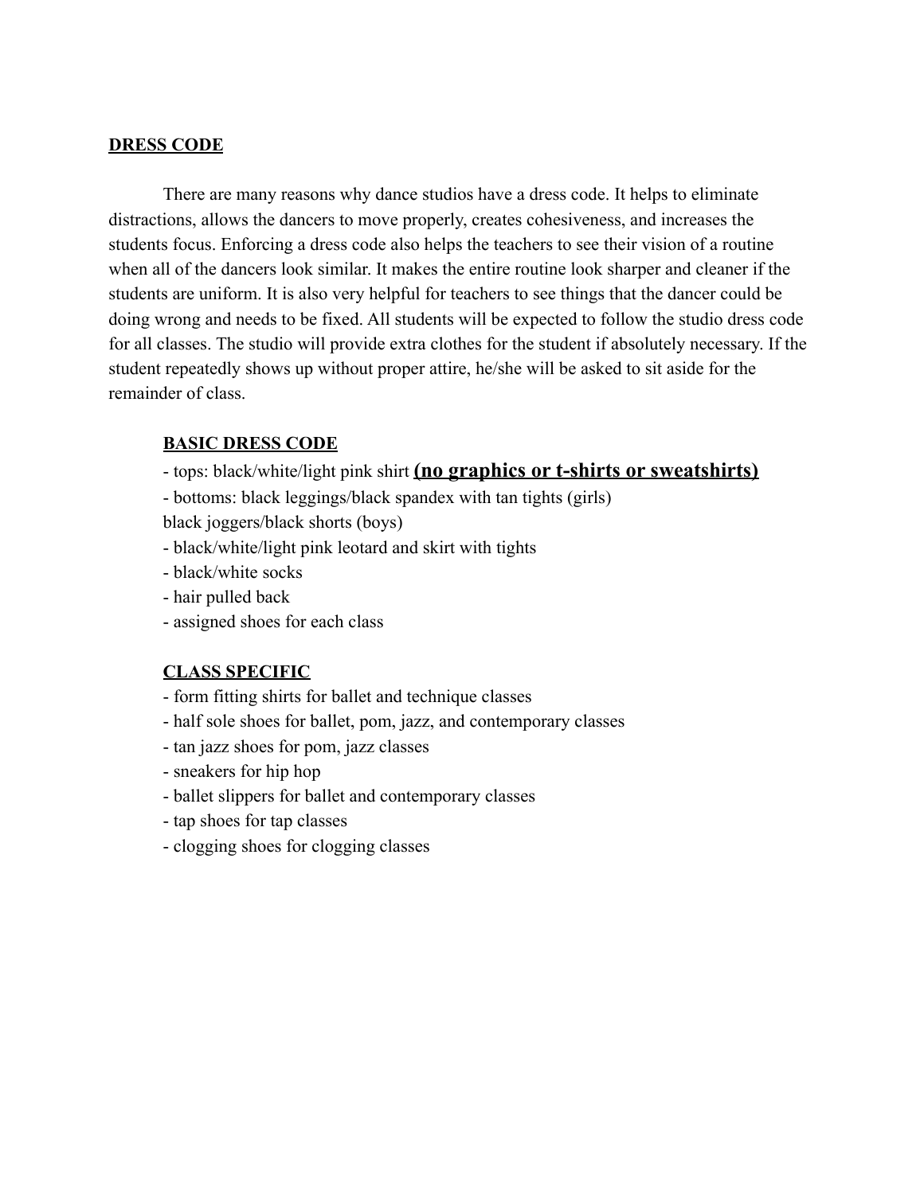## DRESS CODE

There are many reasons why dance studios have a dress code. It helps to eliminate distractions, allows the dancers to move properly, creates cohesiveness, and increases the students focus. Enforcing a dress code also helps the teachers to see their vision of a routine when all of the dancers look similar. It makes the entire routine look sharper and cleaner if the students are uniform. It is also very helpful for teachers to see things that the dancer could be doing wrong and needs to be fixed. All students will be expected to follow the studio dress code for all classes. The studio will provide extra clothes for the student if absolutely necessary. If the student repeatedly shows up without proper attire, he/she will be asked to sit aside for the remainder of class.

### BASIC DRESS CODE

- tops: black/white/light pink shirt **(no graphics or t-shirts or sweatshirts)**
- bottoms: black leggings/black spandex with tan tights (girls)
  black joggers/black shorts (boys)
- black/white/light pink leotard and skirt with tights
- black/white socks
- hair pulled back
- assigned shoes for each class

### CLASS SPECIFIC

- form fitting shirts for ballet and technique classes
- half sole shoes for ballet, pom, jazz, and contemporary classes
- tan jazz shoes for pom, jazz classes
- sneakers for hip hop
- ballet slippers for ballet and contemporary classes
- tap shoes for tap classes
- clogging shoes for clogging classes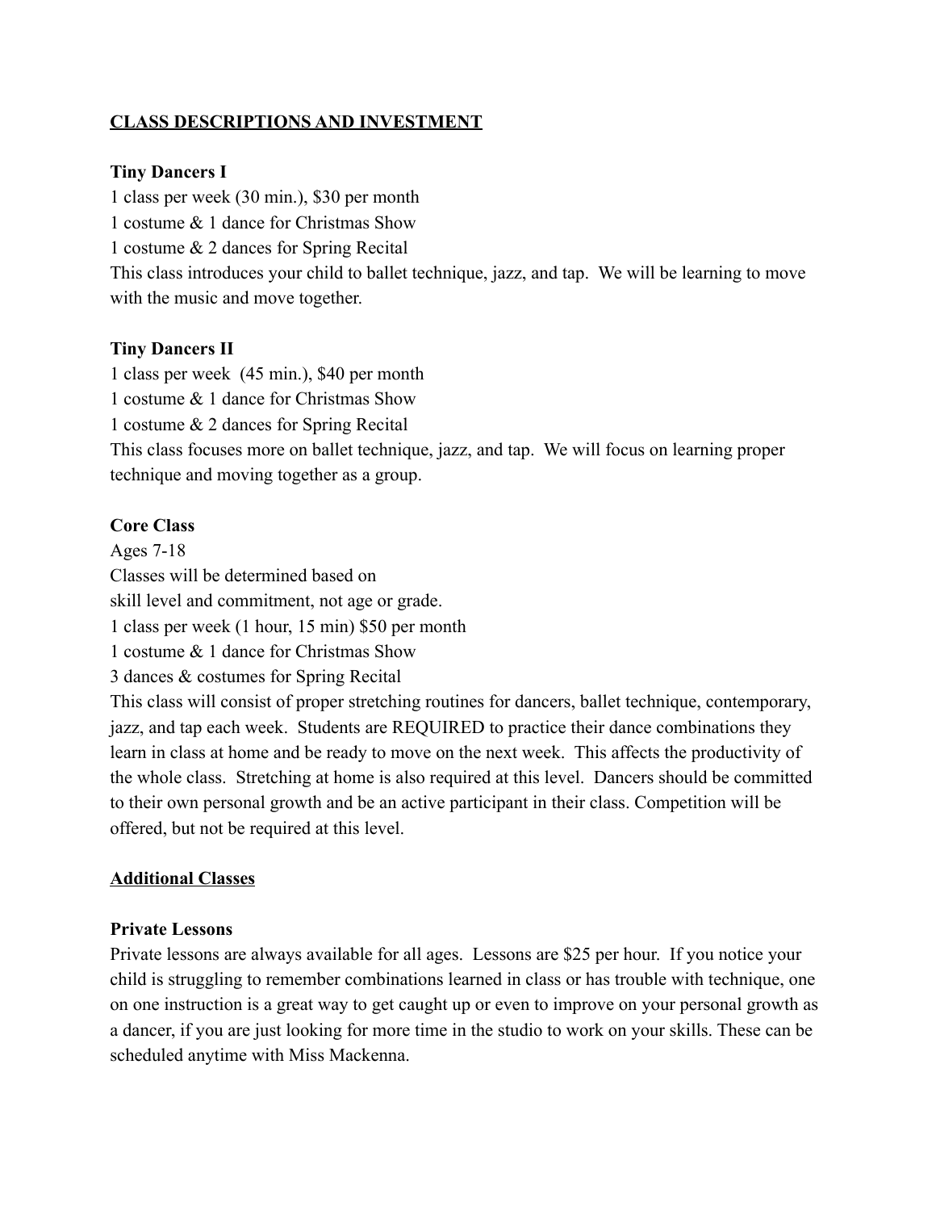**<u>CLASS DESCRIPTIONS AND INVESTMENT</u>**

**Tiny Dancers I**

1 class per week (30 min.), $30 per month
1 costume & 1 dance for Christmas Show
1 costume & 2 dances for Spring Recital
This class introduces your child to ballet technique, jazz, and tap. We will be learning to move with the music and move together.

**Tiny Dancers II**

1 class per week (45 min.), $40 per month
1 costume & 1 dance for Christmas Show
1 costume & 2 dances for Spring Recital
This class focuses more on ballet technique, jazz, and tap. We will focus on learning proper technique and moving together as a group.

**Core Class**

Ages 7-18
Classes will be determined based on
skill level and commitment, not age or grade.
1 class per week (1 hour, 15 min) $50 per month
1 costume & 1 dance for Christmas Show
3 dances & costumes for Spring Recital
This class will consist of proper stretching routines for dancers, ballet technique, contemporary, jazz, and tap each week. Students are REQUIRED to practice their dance combinations they learn in class at home and be ready to move on the next week. This affects the productivity of the whole class. Stretching at home is also required at this level. Dancers should be committed to their own personal growth and be an active participant in their class. Competition will be offered, but not be required at this level.

**<u>Additional Classes</u>**

**Private Lessons**

Private lessons are always available for all ages. Lessons are $25 per hour. If you notice your child is struggling to remember combinations learned in class or has trouble with technique, one on one instruction is a great way to get caught up or even to improve on your personal growth as a dancer, if you are just looking for more time in the studio to work on your skills. These can be scheduled anytime with Miss Mackenna.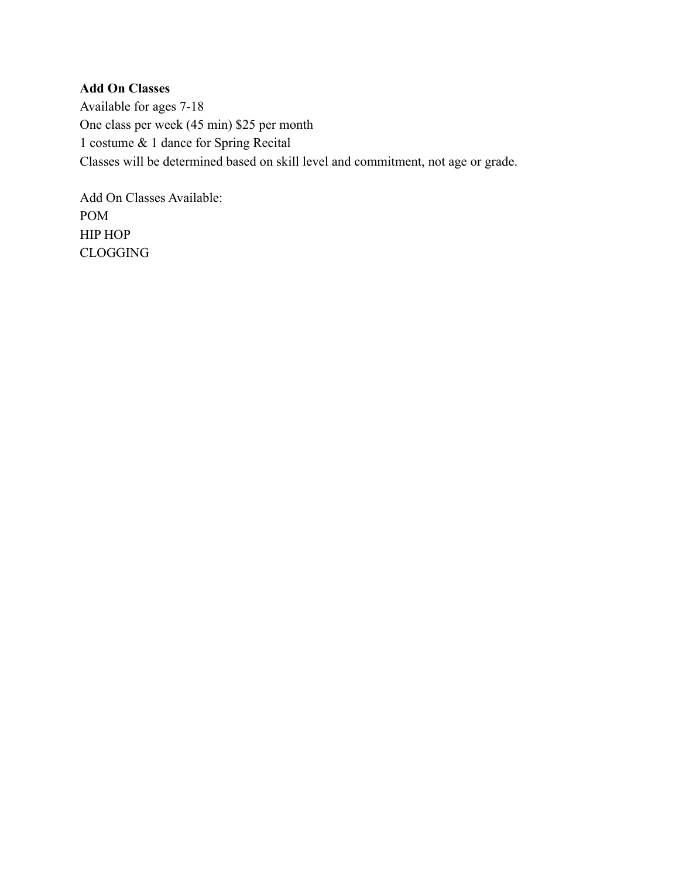**Add On Classes**
Available for ages 7-18
One class per week (45 min) $25 per month
1 costume & 1 dance for Spring Recital
Classes will be determined based on skill level and commitment, not age or grade.

Add On Classes Available:
POM
HIP HOP
CLOGGING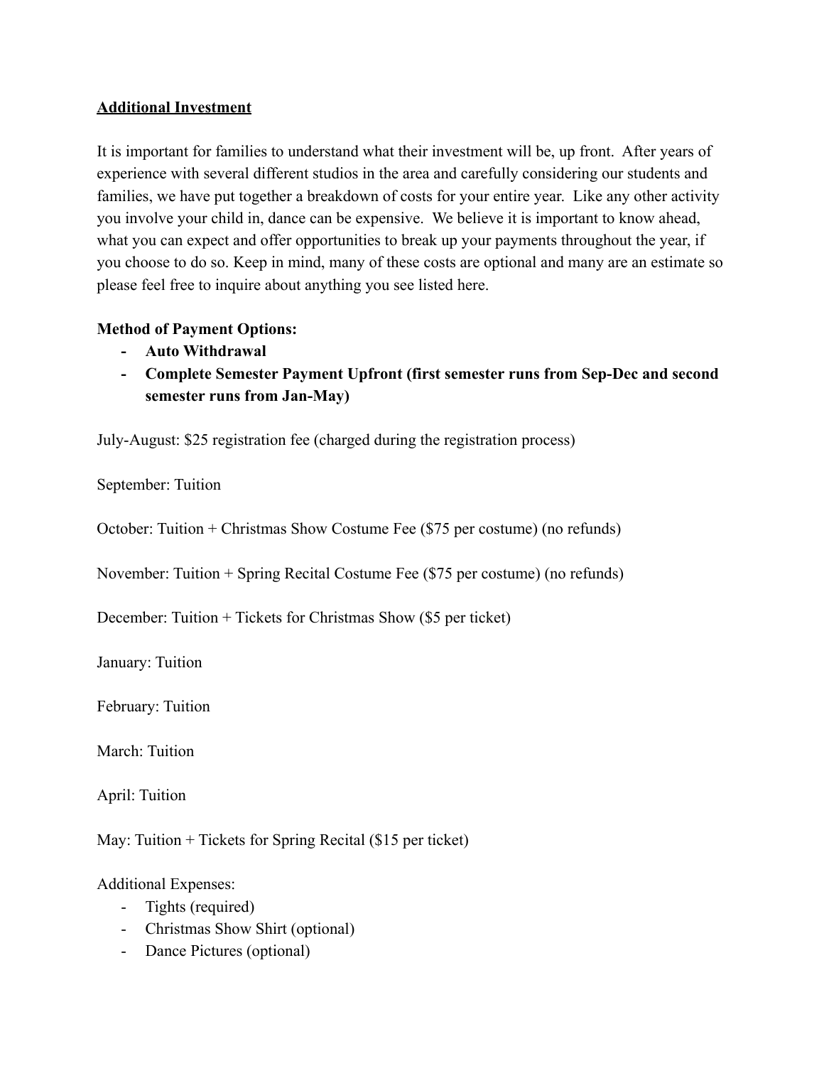**Additional Investment**

It is important for families to understand what their investment will be, up front. After years of experience with several different studios in the area and carefully considering our students and families, we have put together a breakdown of costs for your entire year. Like any other activity you involve your child in, dance can be expensive. We believe it is important to know ahead, what you can expect and offer opportunities to break up your payments throughout the year, if you choose to do so. Keep in mind, many of these costs are optional and many are an estimate so please feel free to inquire about anything you see listed here.

**Method of Payment Options:**

- **Auto Withdrawal**
- **Complete Semester Payment Upfront (first semester runs from Sep-Dec and second semester runs from Jan-May)**

July-August: $25 registration fee (charged during the registration process)

September: Tuition

October: Tuition + Christmas Show Costume Fee ($75 per costume) (no refunds)

November: Tuition + Spring Recital Costume Fee ($75 per costume) (no refunds)

December: Tuition + Tickets for Christmas Show ($5 per ticket)

January: Tuition

February: Tuition

March: Tuition

April: Tuition

May: Tuition + Tickets for Spring Recital ($15 per ticket)

Additional Expenses:

- Tights (required)
- Christmas Show Shirt (optional)
- Dance Pictures (optional)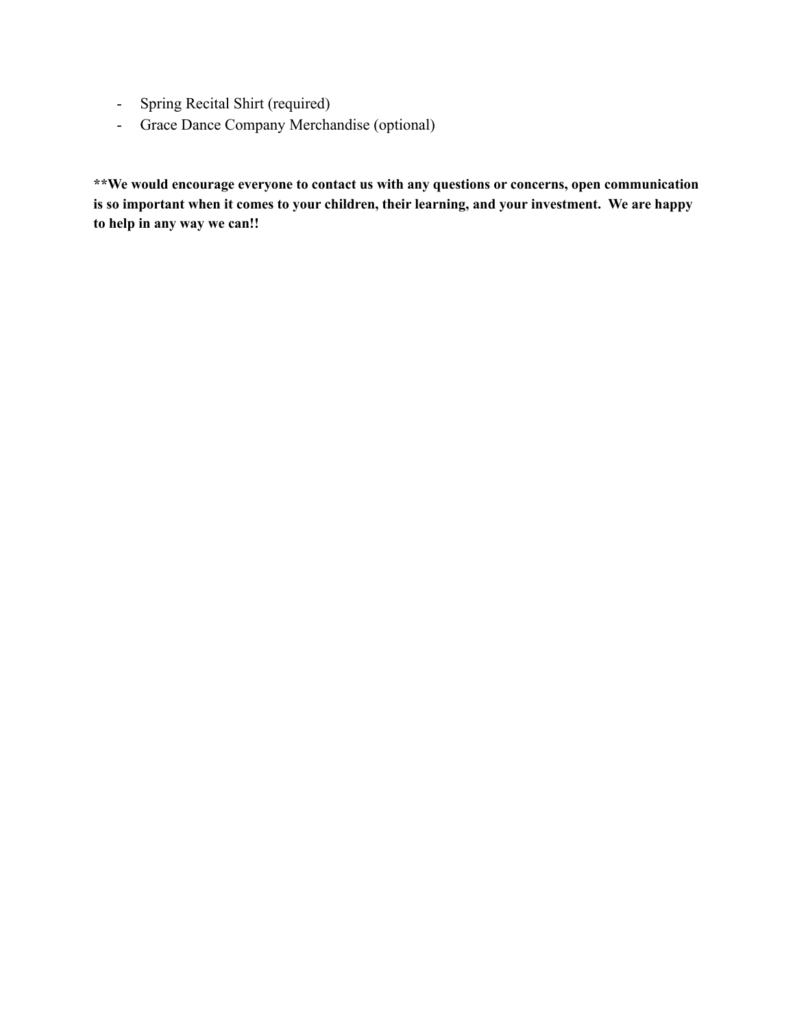- Spring Recital Shirt (required)
- Grace Dance Company Merchandise (optional)

**\*\*We would encourage everyone to contact us with any questions or concerns, open communication is so important when it comes to your children, their learning, and your investment. We are happy to help in any way we can!!**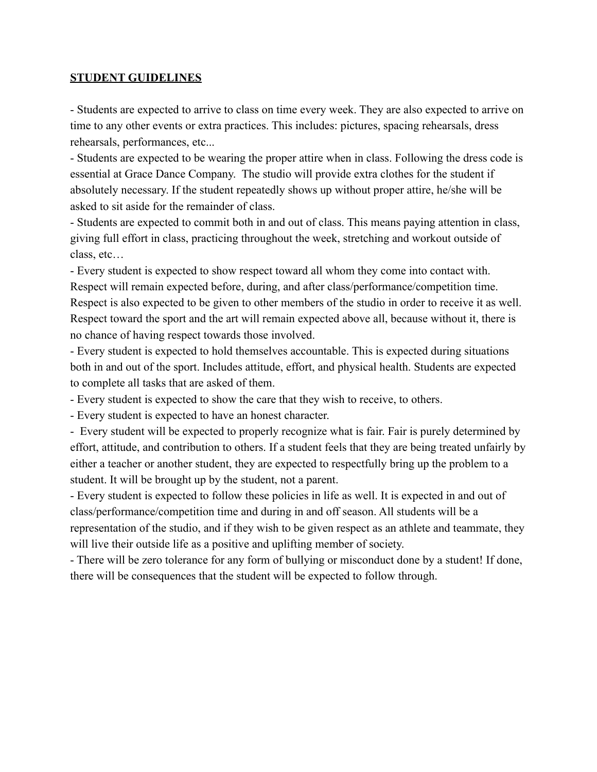**STUDENT GUIDELINES**

- Students are expected to arrive to class on time every week. They are also expected to arrive on time to any other events or extra practices. This includes: pictures, spacing rehearsals, dress rehearsals, performances, etc...
- Students are expected to be wearing the proper attire when in class. Following the dress code is essential at Grace Dance Company. The studio will provide extra clothes for the student if absolutely necessary. If the student repeatedly shows up without proper attire, he/she will be asked to sit aside for the remainder of class.
- Students are expected to commit both in and out of class. This means paying attention in class, giving full effort in class, practicing throughout the week, stretching and workout outside of class, etc…
- Every student is expected to show respect toward all whom they come into contact with. Respect will remain expected before, during, and after class/performance/competition time. Respect is also expected to be given to other members of the studio in order to receive it as well. Respect toward the sport and the art will remain expected above all, because without it, there is no chance of having respect towards those involved.
- Every student is expected to hold themselves accountable. This is expected during situations both in and out of the sport. Includes attitude, effort, and physical health. Students are expected to complete all tasks that are asked of them.
- Every student is expected to show the care that they wish to receive, to others.
- Every student is expected to have an honest character.
- Every student will be expected to properly recognize what is fair. Fair is purely determined by effort, attitude, and contribution to others. If a student feels that they are being treated unfairly by either a teacher or another student, they are expected to respectfully bring up the problem to a student. It will be brought up by the student, not a parent.
- Every student is expected to follow these policies in life as well. It is expected in and out of class/performance/competition time and during in and off season. All students will be a representation of the studio, and if they wish to be given respect as an athlete and teammate, they will live their outside life as a positive and uplifting member of society.
- There will be zero tolerance for any form of bullying or misconduct done by a student! If done, there will be consequences that the student will be expected to follow through.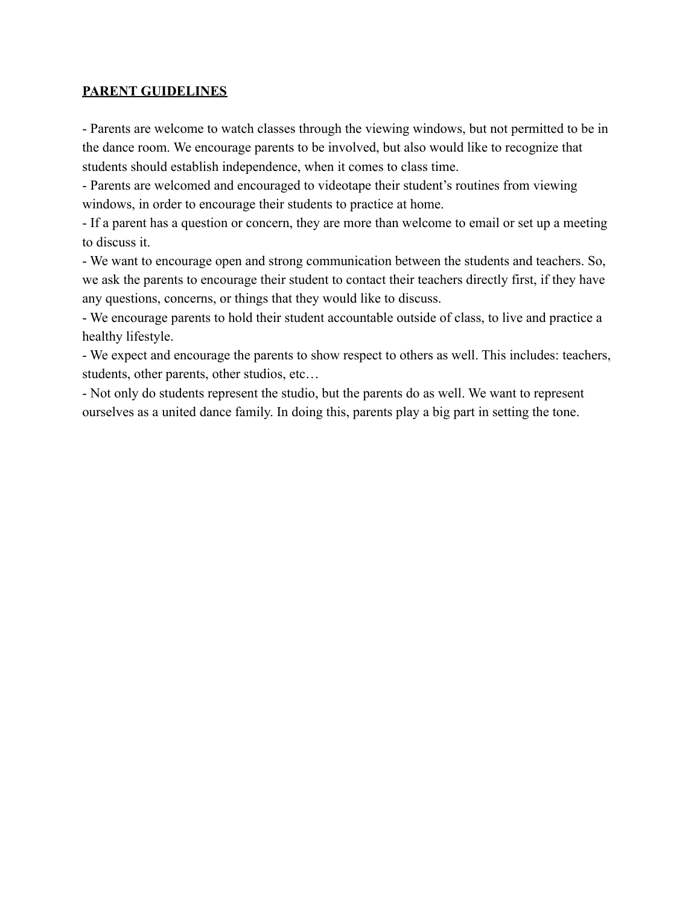**PARENT GUIDELINES**

- Parents are welcome to watch classes through the viewing windows, but not permitted to be in the dance room. We encourage parents to be involved, but also would like to recognize that students should establish independence, when it comes to class time.
- Parents are welcomed and encouraged to videotape their student's routines from viewing windows, in order to encourage their students to practice at home.
- If a parent has a question or concern, they are more than welcome to email or set up a meeting to discuss it.
- We want to encourage open and strong communication between the students and teachers. So, we ask the parents to encourage their student to contact their teachers directly first, if they have any questions, concerns, or things that they would like to discuss.
- We encourage parents to hold their student accountable outside of class, to live and practice a healthy lifestyle.
- We expect and encourage the parents to show respect to others as well. This includes: teachers, students, other parents, other studios, etc…
- Not only do students represent the studio, but the parents do as well. We want to represent ourselves as a united dance family. In doing this, parents play a big part in setting the tone.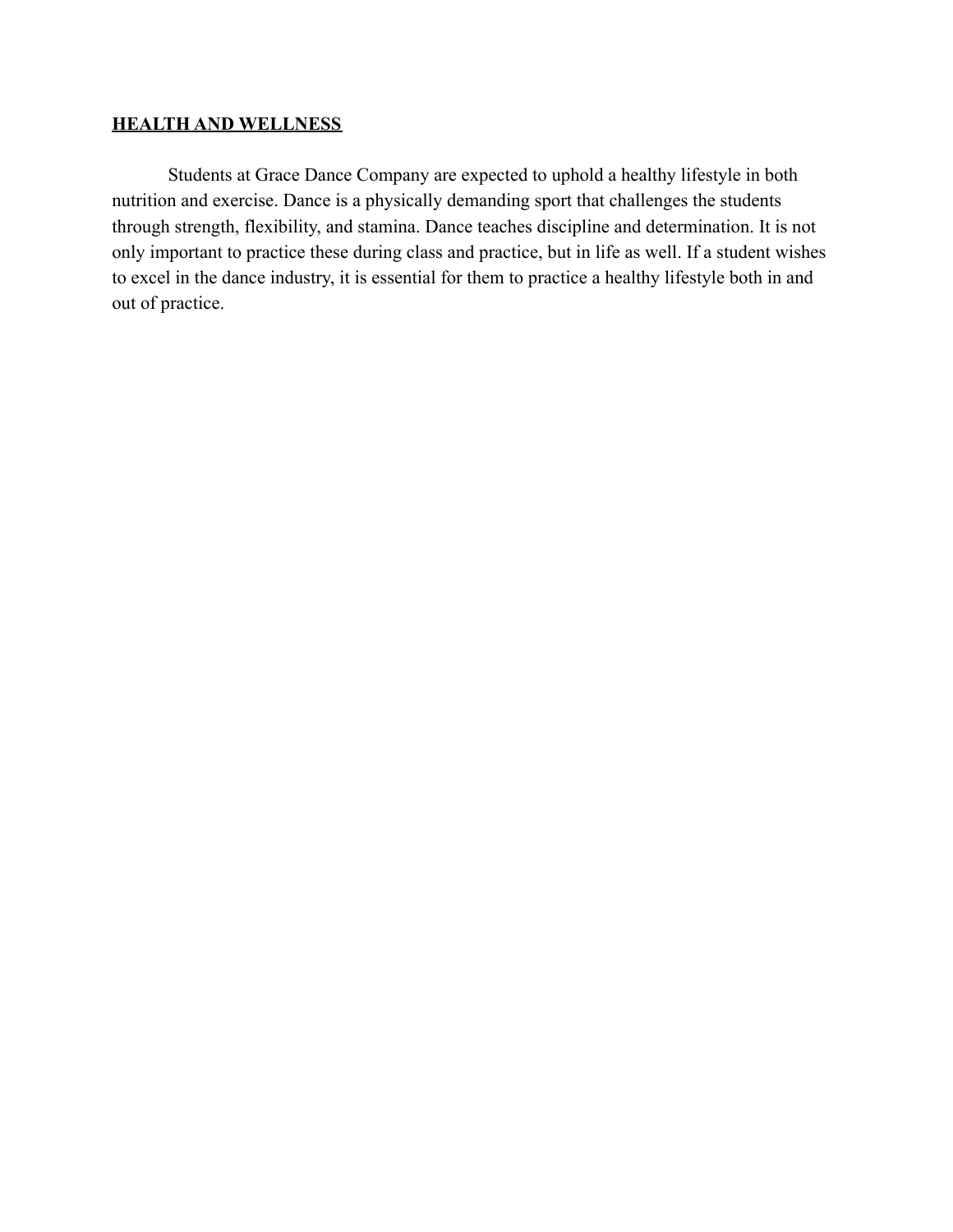## HEALTH AND WELLNESS

Students at Grace Dance Company are expected to uphold a healthy lifestyle in both nutrition and exercise. Dance is a physically demanding sport that challenges the students through strength, flexibility, and stamina. Dance teaches discipline and determination. It is not only important to practice these during class and practice, but in life as well. If a student wishes to excel in the dance industry, it is essential for them to practice a healthy lifestyle both in and out of practice.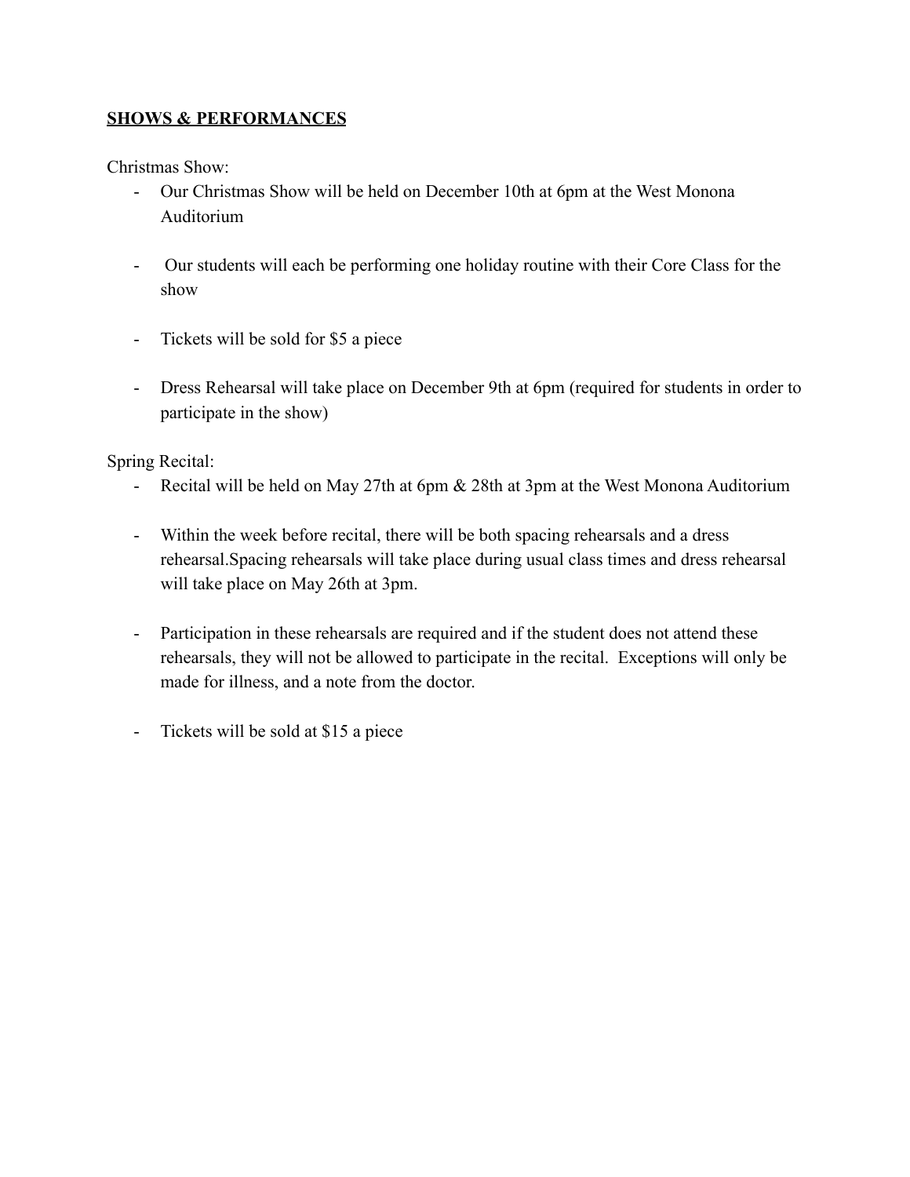## **SHOWS & PERFORMANCES**

Christmas Show:

- Our Christmas Show will be held on December 10th at 6pm at the West Monona Auditorium

- Our students will each be performing one holiday routine with their Core Class for the show

- Tickets will be sold for $5 a piece

- Dress Rehearsal will take place on December 9th at 6pm (required for students in order to participate in the show)

Spring Recital:

- Recital will be held on May 27th at 6pm & 28th at 3pm at the West Monona Auditorium

- Within the week before recital, there will be both spacing rehearsals and a dress rehearsal.Spacing rehearsals will take place during usual class times and dress rehearsal will take place on May 26th at 3pm.

- Participation in these rehearsals are required and if the student does not attend these rehearsals, they will not be allowed to participate in the recital. Exceptions will only be made for illness, and a note from the doctor.

- Tickets will be sold at $15 a piece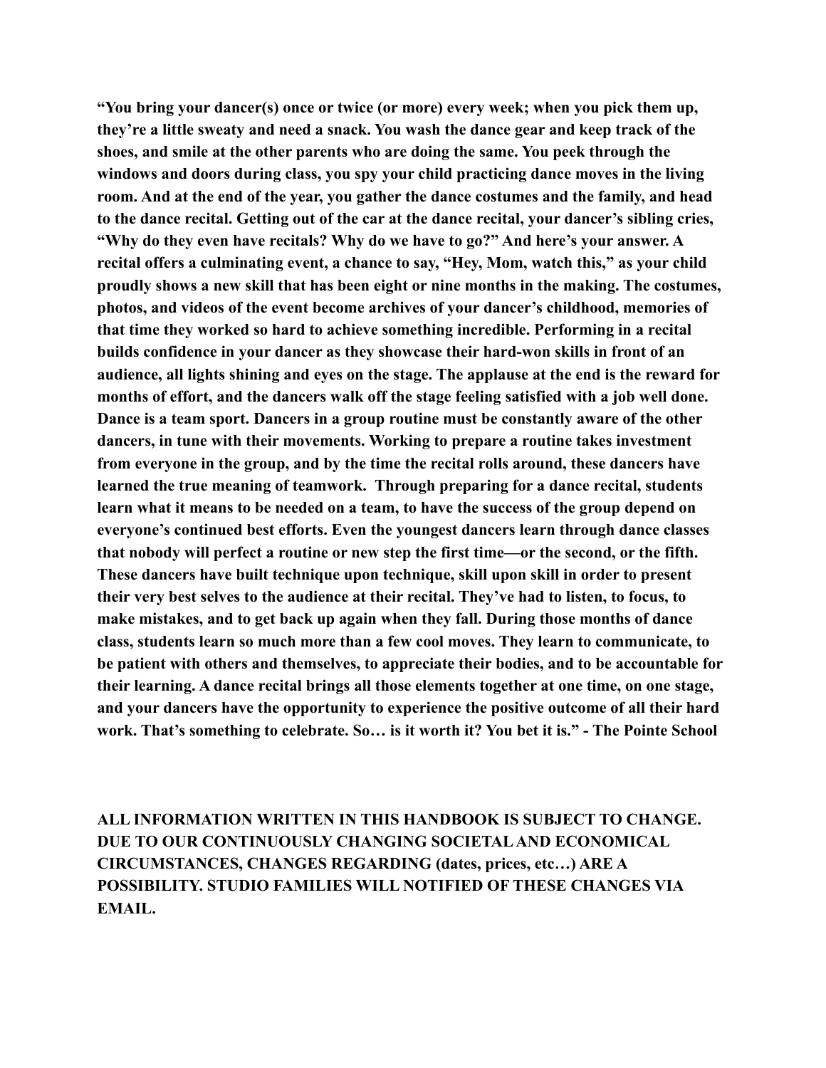**"You bring your dancer(s) once or twice (or more) every week; when you pick them up, they're a little sweaty and need a snack. You wash the dance gear and keep track of the shoes, and smile at the other parents who are doing the same. You peek through the windows and doors during class, you spy your child practicing dance moves in the living room. And at the end of the year, you gather the dance costumes and the family, and head to the dance recital. Getting out of the car at the dance recital, your dancer's sibling cries, "Why do they even have recitals? Why do we have to go?" And here's your answer. A recital offers a culminating event, a chance to say, "Hey, Mom, watch this," as your child proudly shows a new skill that has been eight or nine months in the making. The costumes, photos, and videos of the event become archives of your dancer's childhood, memories of that time they worked so hard to achieve something incredible. Performing in a recital builds confidence in your dancer as they showcase their hard-won skills in front of an audience, all lights shining and eyes on the stage. The applause at the end is the reward for months of effort, and the dancers walk off the stage feeling satisfied with a job well done. Dance is a team sport. Dancers in a group routine must be constantly aware of the other dancers, in tune with their movements. Working to prepare a routine takes investment from everyone in the group, and by the time the recital rolls around, these dancers have learned the true meaning of teamwork. Through preparing for a dance recital, students learn what it means to be needed on a team, to have the success of the group depend on everyone's continued best efforts. Even the youngest dancers learn through dance classes that nobody will perfect a routine or new step the first time—or the second, or the fifth. These dancers have built technique upon technique, skill upon skill in order to present their very best selves to the audience at their recital. They've had to listen, to focus, to make mistakes, and to get back up again when they fall. During those months of dance class, students learn so much more than a few cool moves. They learn to communicate, to be patient with others and themselves, to appreciate their bodies, and to be accountable for their learning. A dance recital brings all those elements together at one time, on one stage, and your dancers have the opportunity to experience the positive outcome of all their hard work. That's something to celebrate. So… is it worth it? You bet it is." - The Pointe School**

**ALL INFORMATION WRITTEN IN THIS HANDBOOK IS SUBJECT TO CHANGE. DUE TO OUR CONTINUOUSLY CHANGING SOCIETAL AND ECONOMICAL CIRCUMSTANCES, CHANGES REGARDING (dates, prices, etc…) ARE A POSSIBILITY. STUDIO FAMILIES WILL NOTIFIED OF THESE CHANGES VIA EMAIL.**